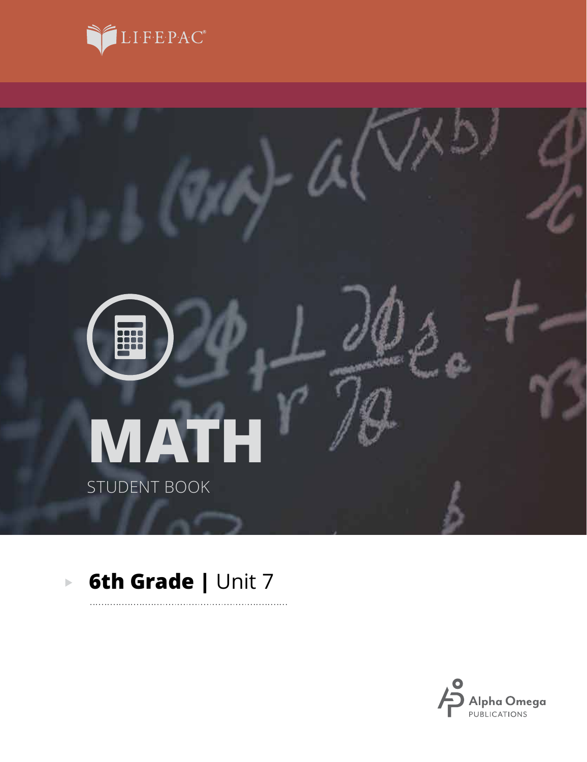LIFEPAC®

# MATH

STUDENT BOOK

**6th Grade |** Unit 7

Alpha Omega
PUBLICATIONS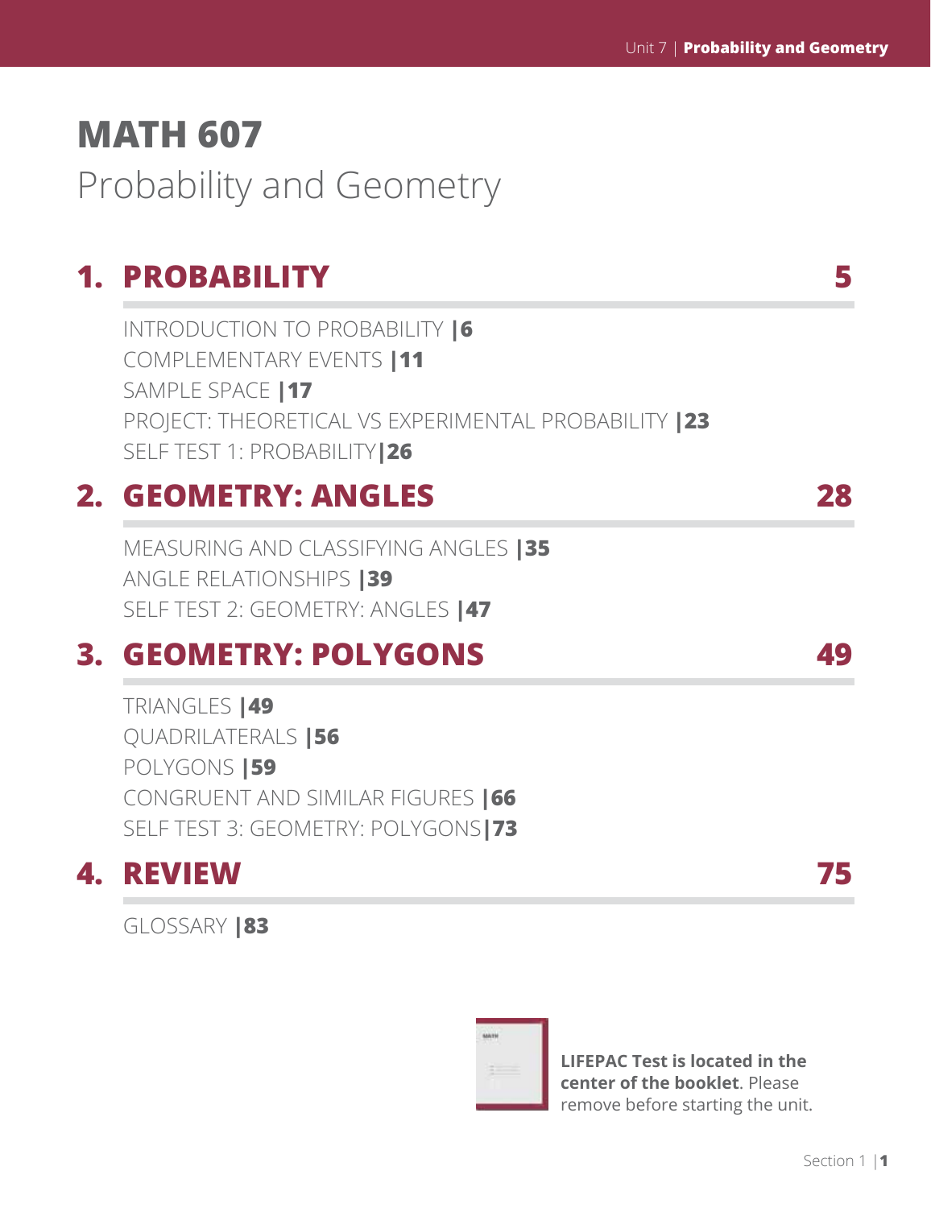# MATH 607

Probability and Geometry

## 1. PROBABILITY 5

INTRODUCTION TO PROBABILITY |6
COMPLEMENTARY EVENTS |11
SAMPLE SPACE |17
PROJECT: THEORETICAL VS EXPERIMENTAL PROBABILITY |23
SELF TEST 1: PROBABILITY|26

## 2. GEOMETRY: ANGLES 28

MEASURING AND CLASSIFYING ANGLES |35
ANGLE RELATIONSHIPS |39
SELF TEST 2: GEOMETRY: ANGLES |47

## 3. GEOMETRY: POLYGONS 49

TRIANGLES |49
QUADRILATERALS |56
POLYGONS |59
CONGRUENT AND SIMILAR FIGURES |66
SELF TEST 3: GEOMETRY: POLYGONS|73

## 4. REVIEW 75

GLOSSARY |83

**LIFEPAC Test is located in the center of the booklet**. Please remove before starting the unit.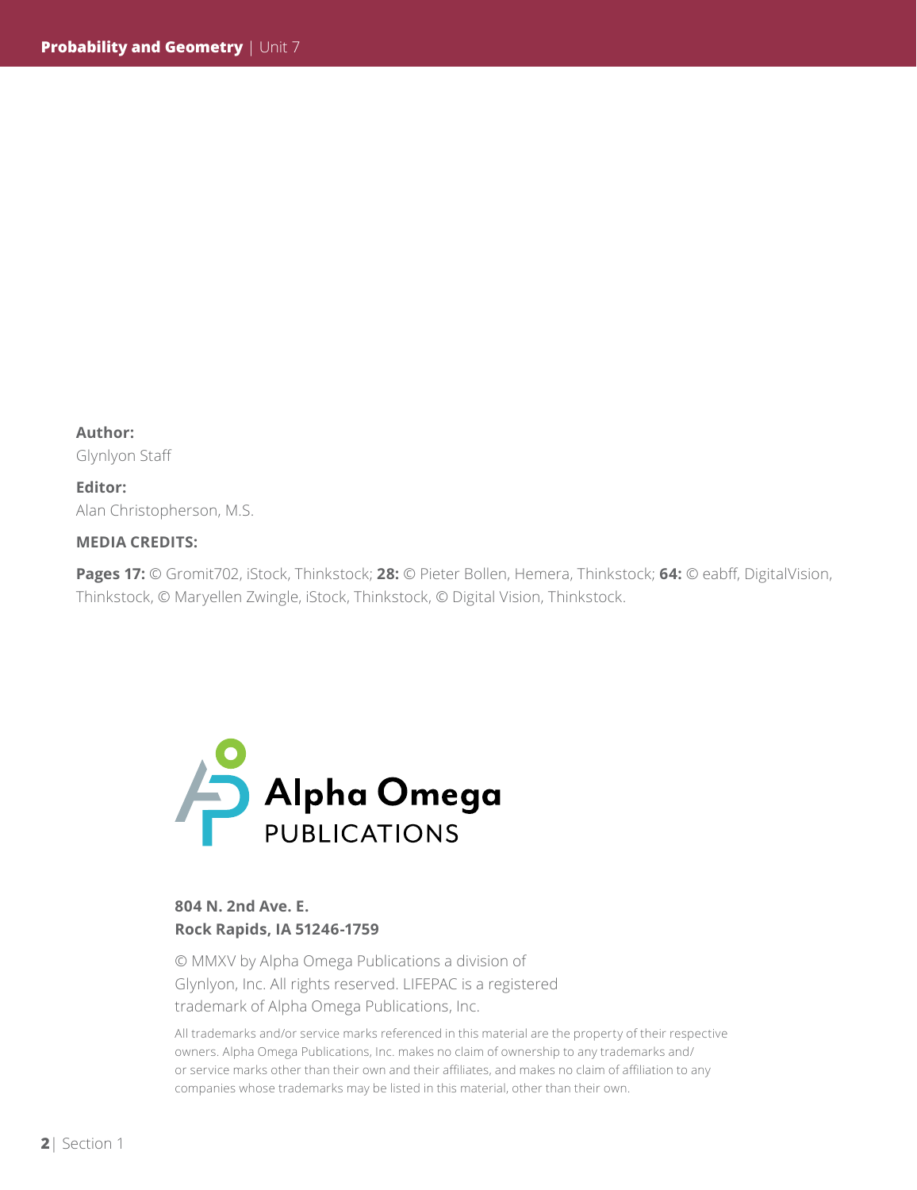**Author:**
Glynlyon Staff

**Editor:**
Alan Christopherson, M.S.

**MEDIA CREDITS:**

**Pages 17:** © Gromit702, iStock, Thinkstock; **28:** © Pieter Bollen, Hemera, Thinkstock; **64:** © eabff, DigitalVision, Thinkstock, © Maryellen Zwingle, iStock, Thinkstock, © Digital Vision, Thinkstock.

Alpha Omega
PUBLICATIONS

**804 N. 2nd Ave. E.**
**Rock Rapids, IA 51246-1759**

© MMXV by Alpha Omega Publications a division of Glynlyon, Inc. All rights reserved. LIFEPAC is a registered trademark of Alpha Omega Publications, Inc.

All trademarks and/or service marks referenced in this material are the property of their respective owners. Alpha Omega Publications, Inc. makes no claim of ownership to any trademarks and/or service marks other than their own and their affiliates, and makes no claim of affiliation to any companies whose trademarks may be listed in this material, other than their own.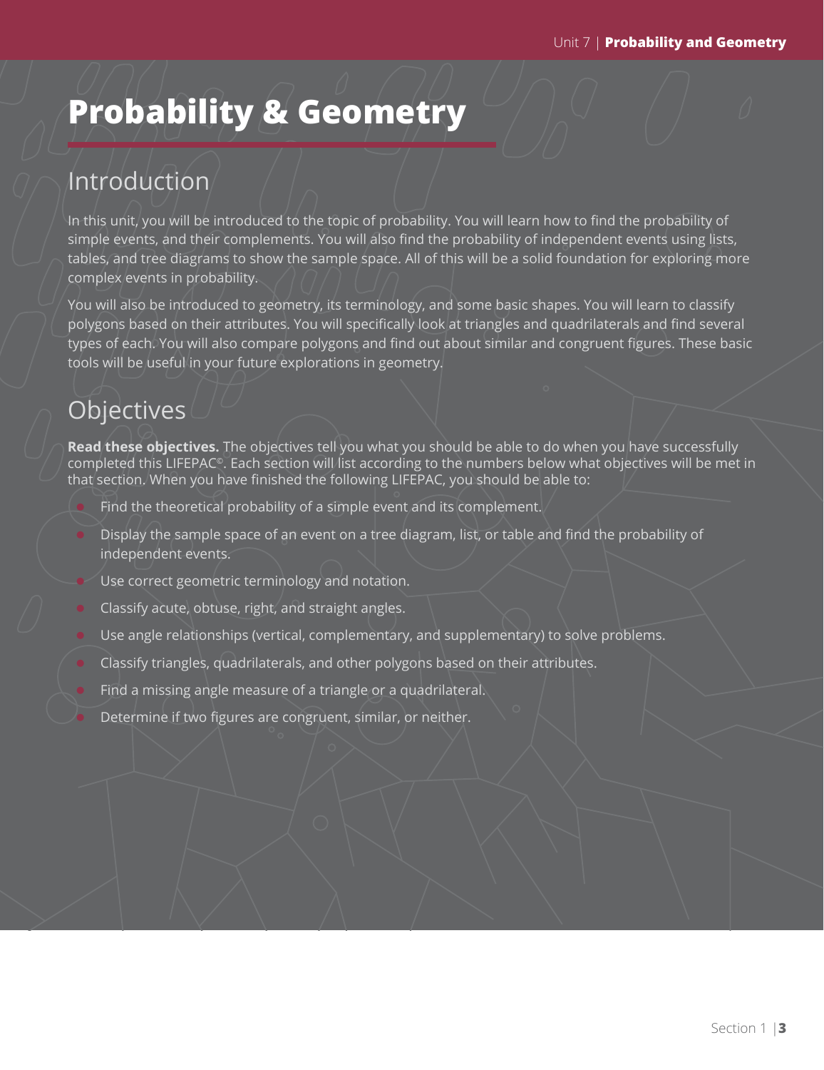# Probability & Geometry

## Introduction

In this unit, you will be introduced to the topic of probability. You will learn how to find the probability of simple events, and their complements. You will also find the probability of independent events using lists, tables, and tree diagrams to show the sample space. All of this will be a solid foundation for exploring more complex events in probability.

You will also be introduced to geometry, its terminology, and some basic shapes. You will learn to classify polygons based on their attributes. You will specifically look at triangles and quadrilaterals and find several types of each. You will also compare polygons and find out about similar and congruent figures. These basic tools will be useful in your future explorations in geometry.

## Objectives

**Read these objectives.** The objectives tell you what you should be able to do when you have successfully completed this LIFEPAC©. Each section will list according to the numbers below what objectives will be met in that section. When you have finished the following LIFEPAC, you should be able to:

- Find the theoretical probability of a simple event and its complement.
- Display the sample space of an event on a tree diagram, list, or table and find the probability of independent events.
- Use correct geometric terminology and notation.
- Classify acute, obtuse, right, and straight angles.
- Use angle relationships (vertical, complementary, and supplementary) to solve problems.
- Classify triangles, quadrilaterals, and other polygons based on their attributes.
- Find a missing angle measure of a triangle or a quadrilateral.
- Determine if two figures are congruent, similar, or neither.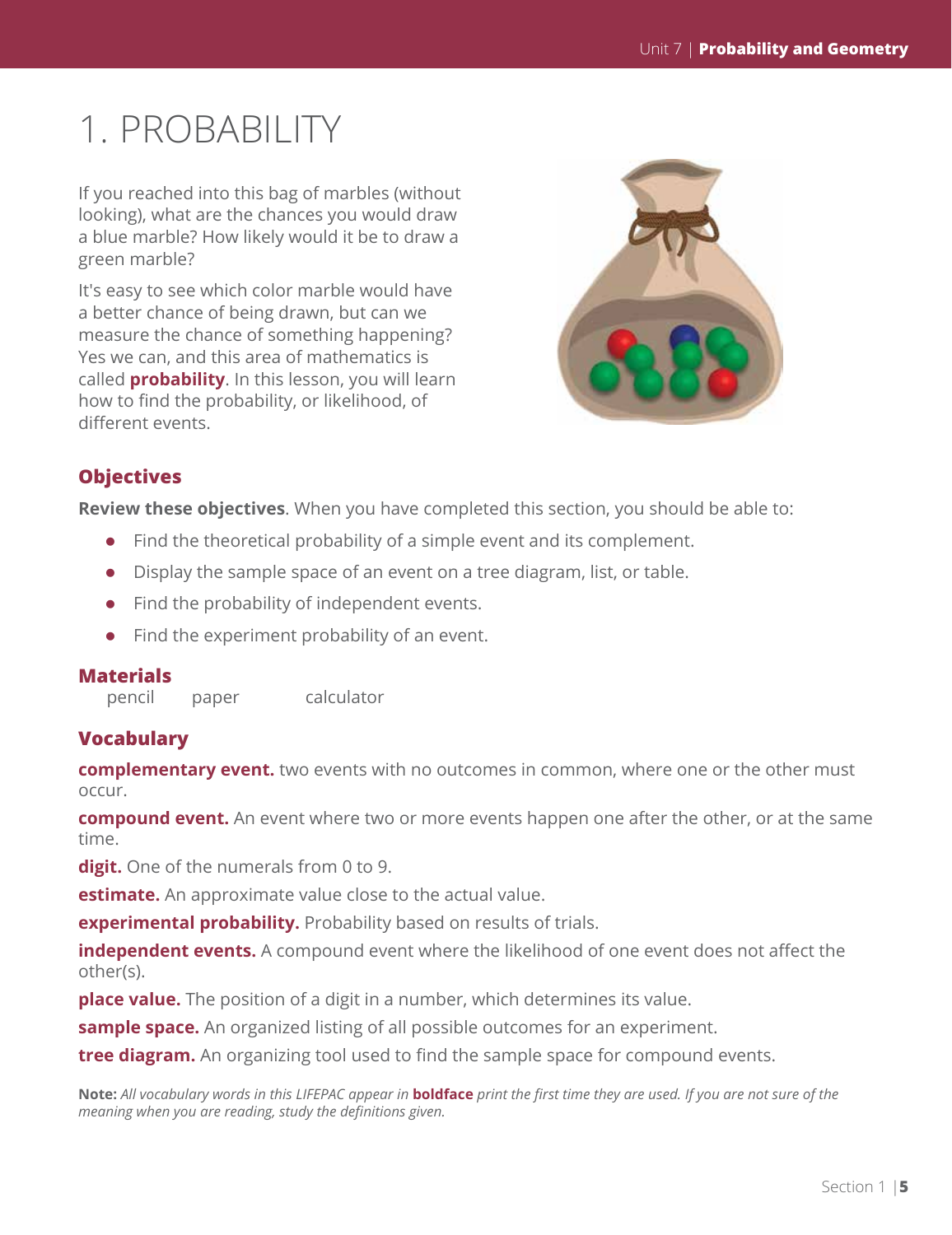# 1. PROBABILITY

If you reached into this bag of marbles (without looking), what are the chances you would draw a blue marble? How likely would it be to draw a green marble?

It's easy to see which color marble would have a better chance of being drawn, but can we measure the chance of something happening? Yes we can, and this area of mathematics is called **probability**. In this lesson, you will learn how to find the probability, or likelihood, of different events.

## Objectives

**Review these objectives**. When you have completed this section, you should be able to:

- Find the theoretical probability of a simple event and its complement.
- Display the sample space of an event on a tree diagram, list, or table.
- Find the probability of independent events.
- Find the experiment probability of an event.

## Materials

pencil paper calculator

## Vocabulary

**complementary event.** two events with no outcomes in common, where one or the other must occur.

**compound event.** An event where two or more events happen one after the other, or at the same time.

**digit.** One of the numerals from 0 to 9.

**estimate.** An approximate value close to the actual value.

**experimental probability.** Probability based on results of trials.

**independent events.** A compound event where the likelihood of one event does not affect the other(s).

**place value.** The position of a digit in a number, which determines its value.

**sample space.** An organized listing of all possible outcomes for an experiment.

**tree diagram.** An organizing tool used to find the sample space for compound events.

**Note:** *All vocabulary words in this LIFEPAC appear in* **boldface** *print the first time they are used. If you are not sure of the meaning when you are reading, study the definitions given.*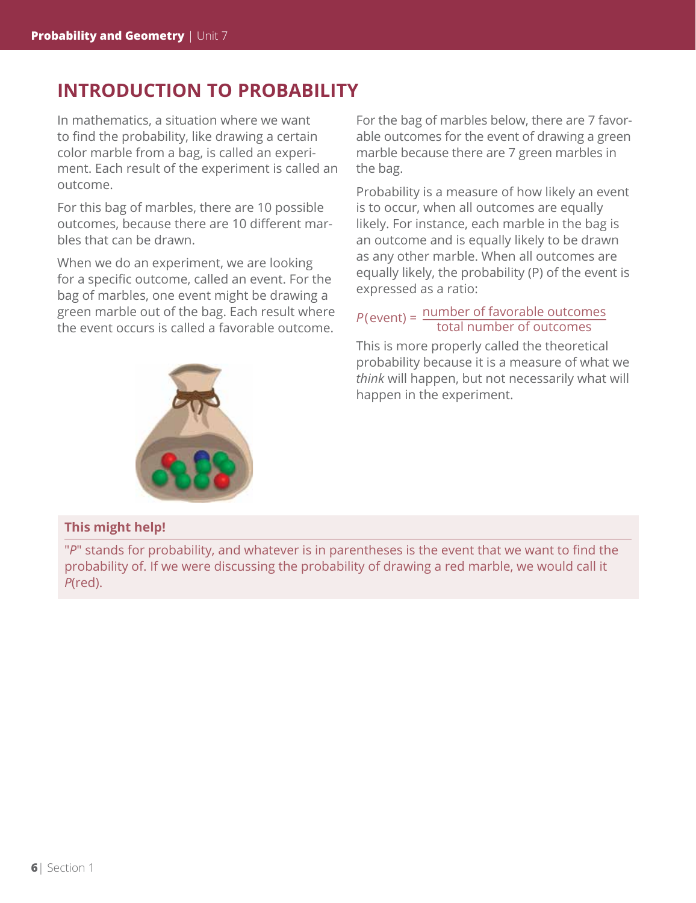# INTRODUCTION TO PROBABILITY

In mathematics, a situation where we want to find the probability, like drawing a certain color marble from a bag, is called an experiment. Each result of the experiment is called an outcome.

For this bag of marbles, there are 10 possible outcomes, because there are 10 different marbles that can be drawn.

When we do an experiment, we are looking for a specific outcome, called an event. For the bag of marbles, one event might be drawing a green marble out of the bag. Each result where the event occurs is called a favorable outcome.

For the bag of marbles below, there are 7 favorable outcomes for the event of drawing a green marble because there are 7 green marbles in the bag.

Probability is a measure of how likely an event is to occur, when all outcomes are equally likely. For instance, each marble in the bag is an outcome and is equally likely to be drawn as any other marble. When all outcomes are equally likely, the probability (P) of the event is expressed as a ratio:

$$P(\text{event}) = \frac{\text{number of favorable outcomes}}{\text{total number of outcomes}}$$

This is more properly called the theoretical probability because it is a measure of what we *think* will happen, but not necessarily what will happen in the experiment.

**This might help!**

"*P*" stands for probability, and whatever is in parentheses is the event that we want to find the probability of. If we were discussing the probability of drawing a red marble, we would call it *P*(red).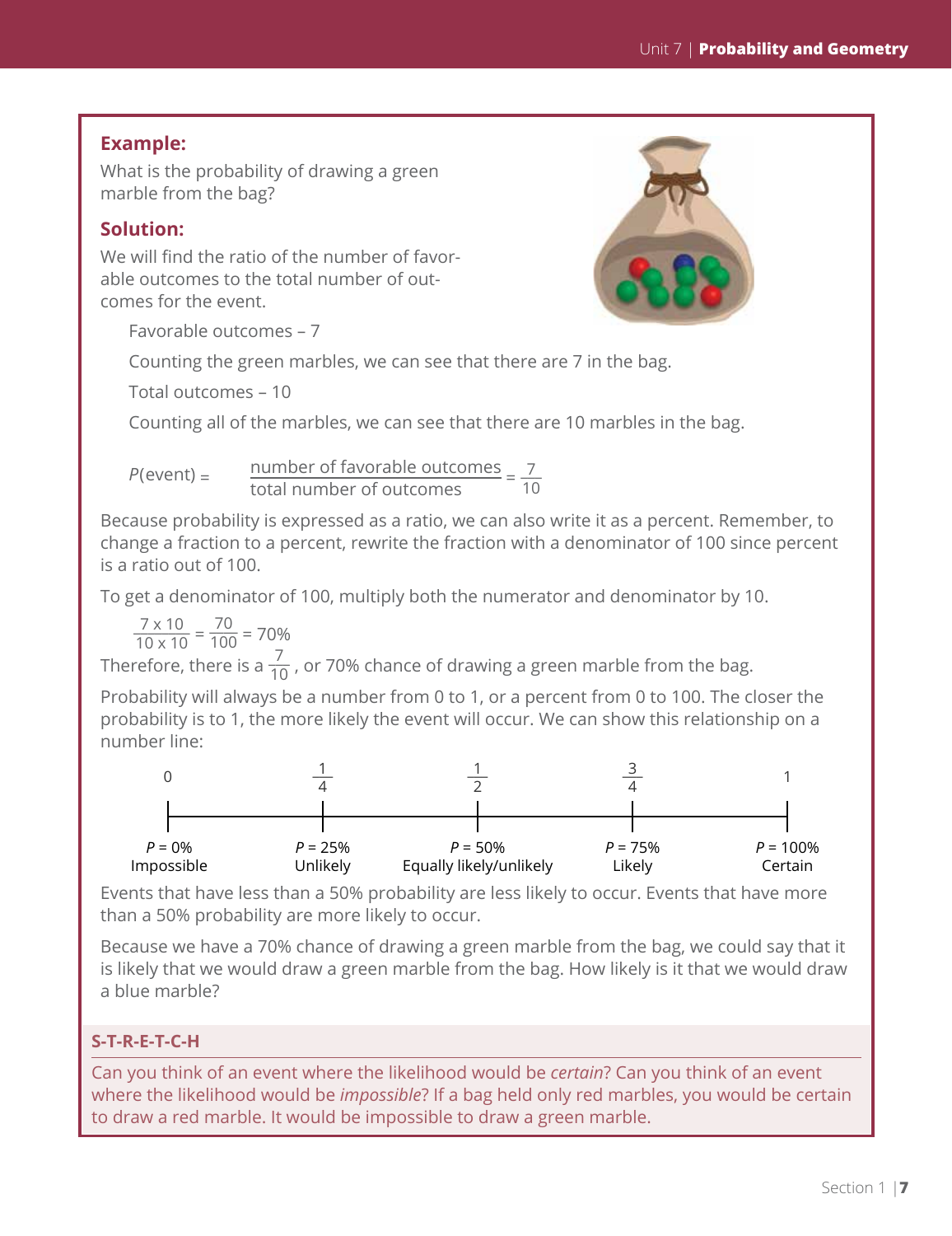### Example:

What is the probability of drawing a green marble from the bag?

### Solution:

We will find the ratio of the number of favorable outcomes to the total number of outcomes for the event.

Favorable outcomes – 7

Counting the green marbles, we can see that there are 7 in the bag.

Total outcomes – 10

Counting all of the marbles, we can see that there are 10 marbles in the bag.

$$P(\text{event}) = \frac{\text{number of favorable outcomes}}{\text{total number of outcomes}} = \frac{7}{10}$$

Because probability is expressed as a ratio, we can also write it as a percent. Remember, to change a fraction to a percent, rewrite the fraction with a denominator of 100 since percent is a ratio out of 100.

To get a denominator of 100, multiply both the numerator and denominator by 10.

$$\frac{7 \times 10}{10 \times 10} = \frac{70}{100} = 70\%$$

Therefore, there is a $\frac{7}{10}$, or 70% chance of drawing a green marble from the bag.

Probability will always be a number from 0 to 1, or a percent from 0 to 100. The closer the probability is to 1, the more likely the event will occur. We can show this relationship on a number line:

| 0 | $\frac{1}{4}$ | $\frac{1}{2}$ | $\frac{3}{4}$ | 1 |
|---|---|---|---|---|
| $P$ = 0% | $P$ = 25% | $P$ = 50% | $P$ = 75% | $P$ = 100% |
| Impossible | Unlikely | Equally likely/unlikely | Likely | Certain |

Events that have less than a 50% probability are less likely to occur. Events that have more than a 50% probability are more likely to occur.

Because we have a 70% chance of drawing a green marble from the bag, we could say that it is likely that we would draw a green marble from the bag. How likely is it that we would draw a blue marble?

**S-T-R-E-T-C-H**

Can you think of an event where the likelihood would be *certain*? Can you think of an event where the likelihood would be *impossible*? If a bag held only red marbles, you would be certain to draw a red marble. It would be impossible to draw a green marble.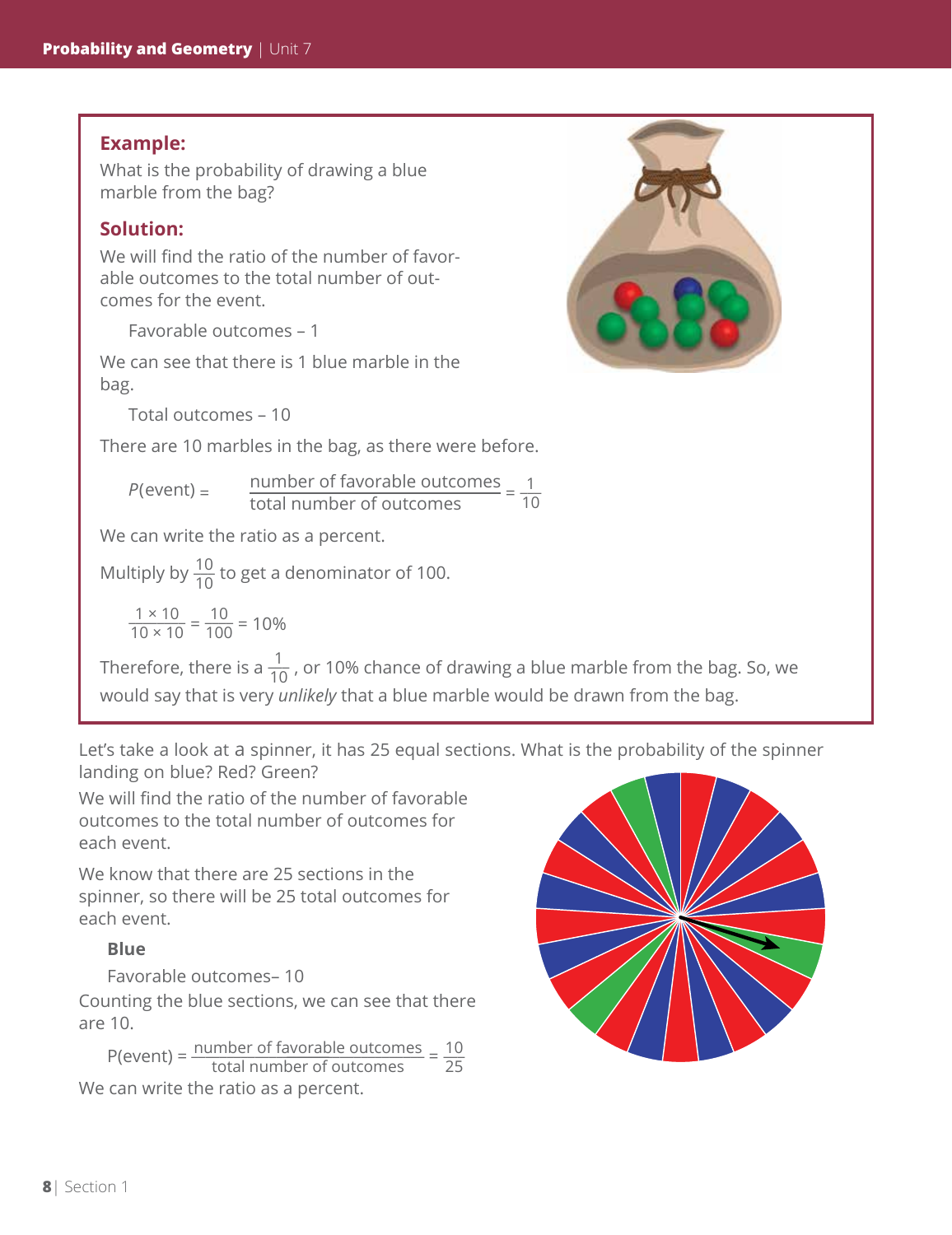### Example:

What is the probability of drawing a blue marble from the bag?

### Solution:

We will find the ratio of the number of favorable outcomes to the total number of outcomes for the event.

Favorable outcomes – 1

We can see that there is 1 blue marble in the bag.

Total outcomes – 10

There are 10 marbles in the bag, as there were before.

$$P(\text{event}) = \frac{\text{number of favorable outcomes}}{\text{total number of outcomes}} = \frac{1}{10}$$

We can write the ratio as a percent.

Multiply by $\frac{10}{10}$ to get a denominator of 100.

$$\frac{1 \times 10}{10 \times 10} = \frac{10}{100} = 10\%$$

Therefore, there is a $\frac{1}{10}$, or 10% chance of drawing a blue marble from the bag. So, we would say that is very *unlikely* that a blue marble would be drawn from the bag.

Let's take a look at a spinner, it has 25 equal sections. What is the probability of the spinner landing on blue? Red? Green?

We will find the ratio of the number of favorable outcomes to the total number of outcomes for each event.

We know that there are 25 sections in the spinner, so there will be 25 total outcomes for each event.

**Blue**

Favorable outcomes– 10

Counting the blue sections, we can see that there are 10.

$$P(\text{event}) = \frac{\text{number of favorable outcomes}}{\text{total number of outcomes}} = \frac{10}{25}$$

We can write the ratio as a percent.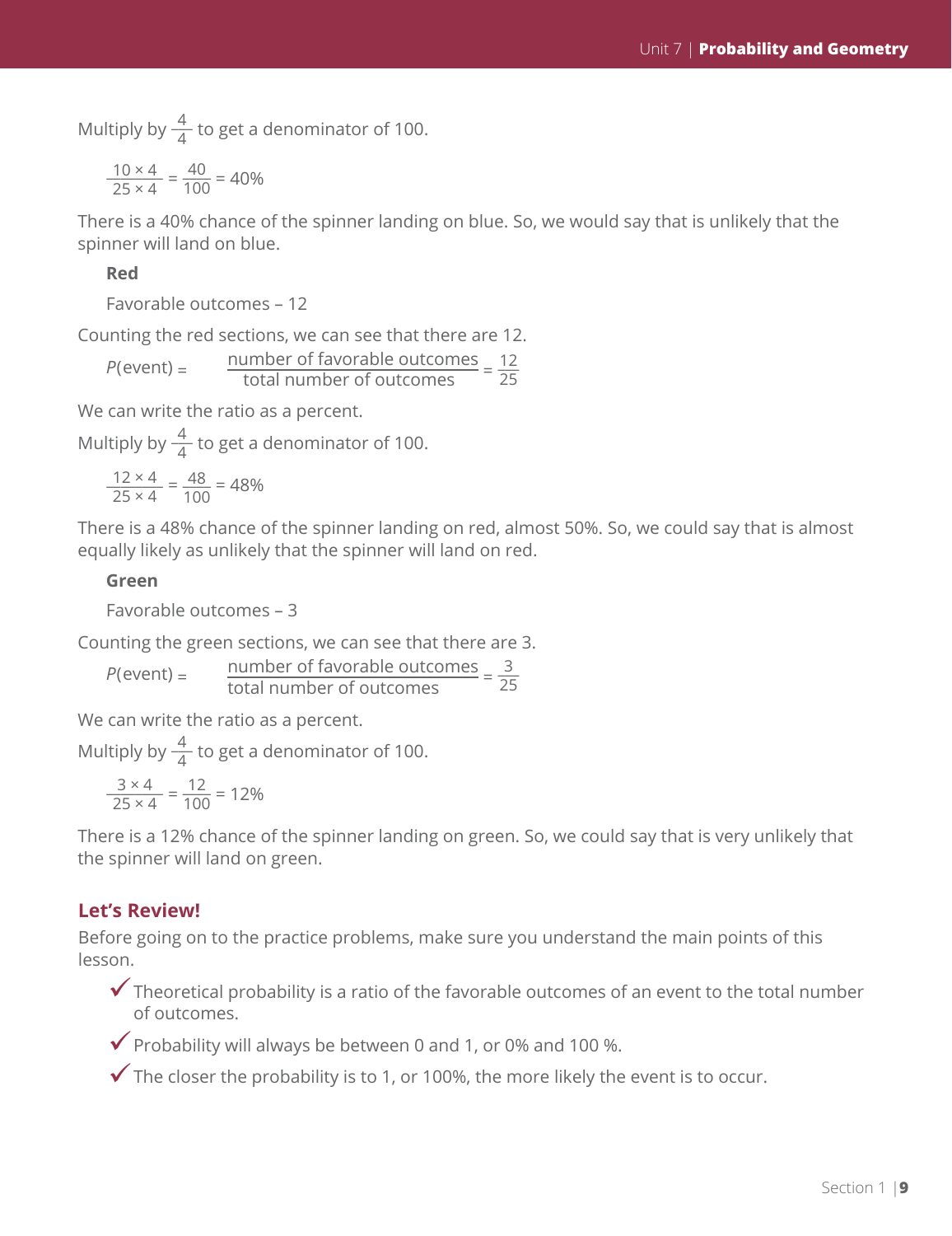Multiply by $\frac{4}{4}$ to get a denominator of 100.

$$\frac{10 \times 4}{25 \times 4} = \frac{40}{100} = 40\%$$

There is a 40% chance of the spinner landing on blue. So, we would say that is unlikely that the spinner will land on blue.

**Red**

Favorable outcomes – 12

Counting the red sections, we can see that there are 12.

$$P(\text{event}) = \frac{\text{number of favorable outcomes}}{\text{total number of outcomes}} = \frac{12}{25}$$

We can write the ratio as a percent.

Multiply by $\frac{4}{4}$ to get a denominator of 100.

$$\frac{12 \times 4}{25 \times 4} = \frac{48}{100} = 48\%$$

There is a 48% chance of the spinner landing on red, almost 50%. So, we could say that is almost equally likely as unlikely that the spinner will land on red.

**Green**

Favorable outcomes – 3

Counting the green sections, we can see that there are 3.

$$P(\text{event}) = \frac{\text{number of favorable outcomes}}{\text{total number of outcomes}} = \frac{3}{25}$$

We can write the ratio as a percent.

Multiply by $\frac{4}{4}$ to get a denominator of 100.

$$\frac{3 \times 4}{25 \times 4} = \frac{12}{100} = 12\%$$

There is a 12% chance of the spinner landing on green. So, we could say that is very unlikely that the spinner will land on green.

## Let's Review!

Before going on to the practice problems, make sure you understand the main points of this lesson.

- ✓ Theoretical probability is a ratio of the favorable outcomes of an event to the total number of outcomes.
- ✓ Probability will always be between 0 and 1, or 0% and 100 %.
- ✓ The closer the probability is to 1, or 100%, the more likely the event is to occur.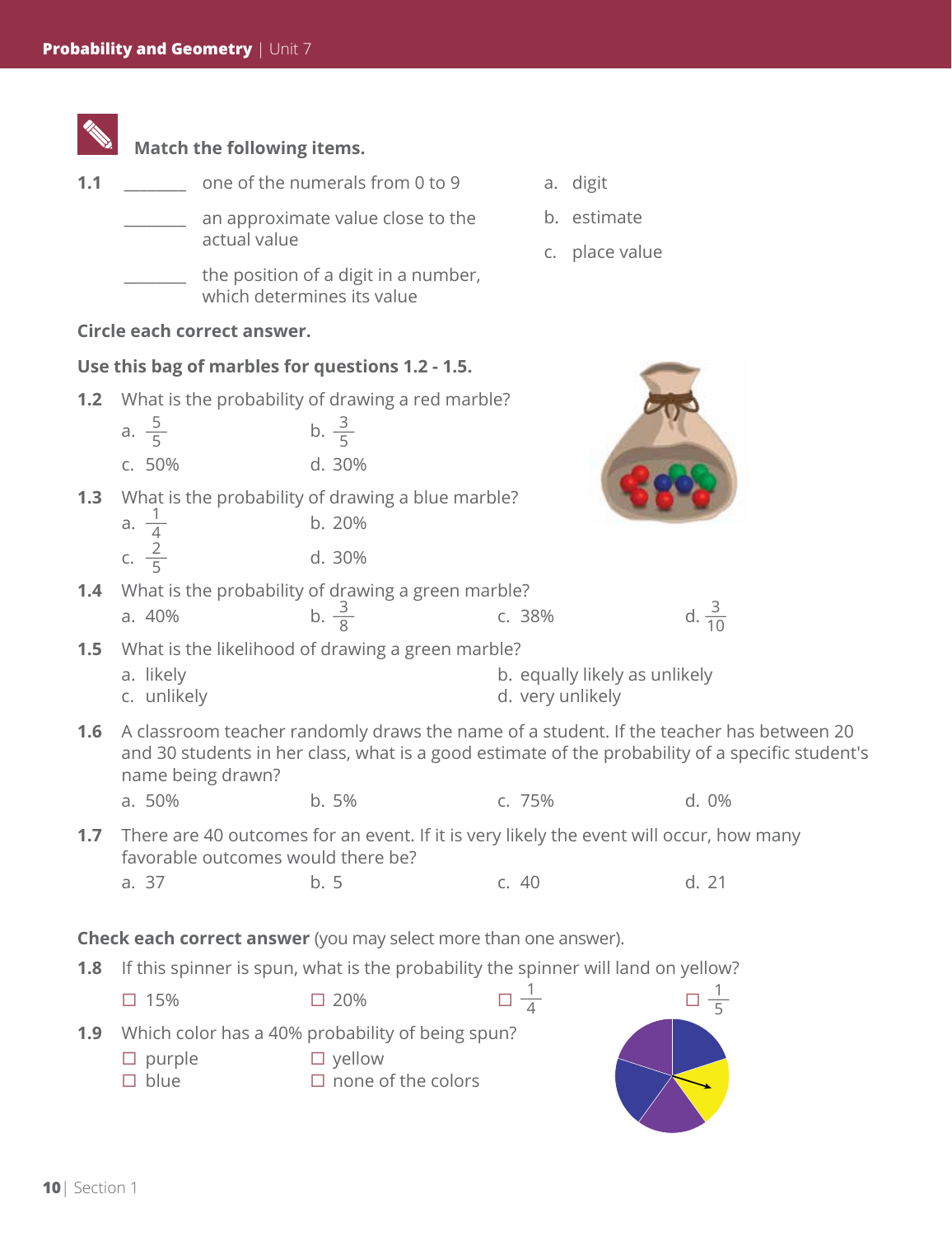**Match the following items.**

**1.1** ________ one of the numerals from 0 to 9

________ an approximate value close to the actual value

________ the position of a digit in a number, which determines its value

a. digit

b. estimate

c. place value

**Circle each correct answer.**

**Use this bag of marbles for questions 1.2 - 1.5.**

**1.2** What is the probability of drawing a red marble?

a. $\frac{5}{5}$ b. $\frac{3}{5}$
c. 50% d. 30%

**1.3** What is the probability of drawing a blue marble?

a. $\frac{1}{4}$ b. 20%
c. $\frac{2}{5}$ d. 30%

**1.4** What is the probability of drawing a green marble?

a. 40% b. $\frac{3}{8}$ c. 38% d. $\frac{3}{10}$

**1.5** What is the likelihood of drawing a green marble?

a. likely b. equally likely as unlikely
c. unlikely d. very unlikely

**1.6** A classroom teacher randomly draws the name of a student. If the teacher has between 20 and 30 students in her class, what is a good estimate of the probability of a specific student's name being drawn?

a. 50% b. 5% c. 75% d. 0%

**1.7** There are 40 outcomes for an event. If it is very likely the event will occur, how many favorable outcomes would there be?

a. 37 b. 5 c. 40 d. 21

**Check each correct answer** (you may select more than one answer).

**1.8** If this spinner is spun, what is the probability the spinner will land on yellow?

☐ 15% ☐ 20% ☐ $\frac{1}{4}$ ☐ $\frac{1}{5}$

**1.9** Which color has a 40% probability of being spun?

☐ purple ☐ yellow
☐ blue ☐ none of the colors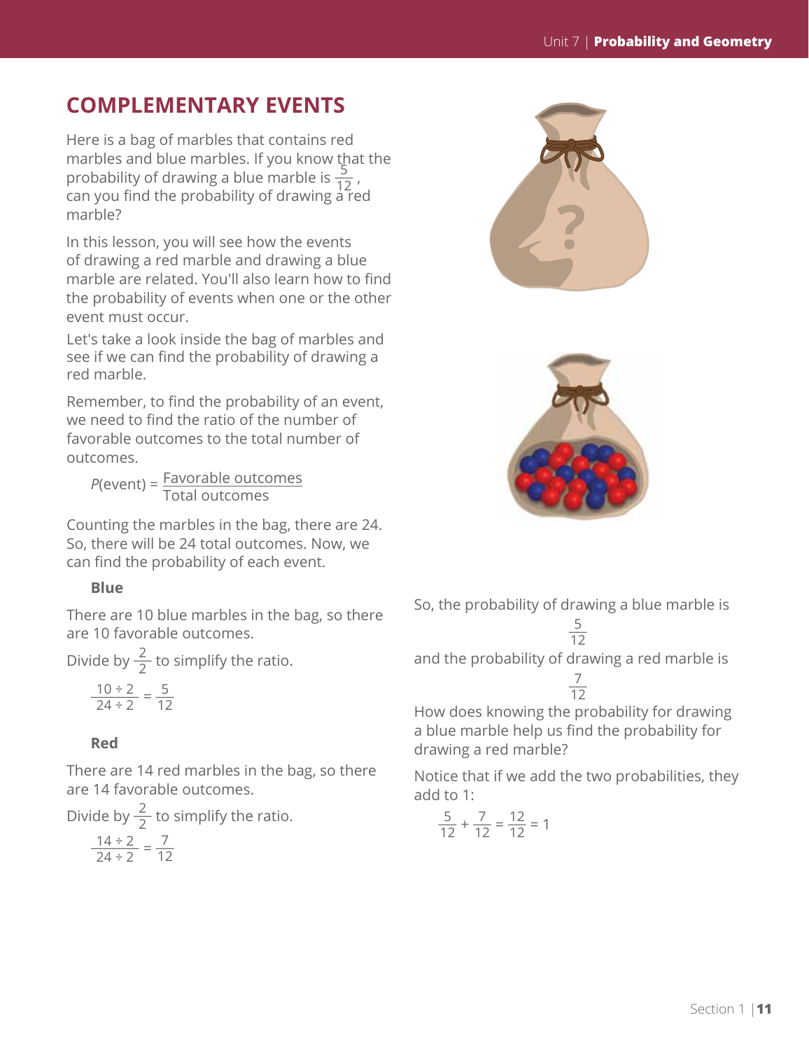## COMPLEMENTARY EVENTS

Here is a bag of marbles that contains red marbles and blue marbles. If you know that the probability of drawing a blue marble is $\frac{5}{12}$, can you find the probability of drawing a red marble?

In this lesson, you will see how the events of drawing a red marble and drawing a blue marble are related. You'll also learn how to find the probability of events when one or the other event must occur.

Let's take a look inside the bag of marbles and see if we can find the probability of drawing a red marble.

Remember, to find the probability of an event, we need to find the ratio of the number of favorable outcomes to the total number of outcomes.

$$P(\text{event}) = \frac{\text{Favorable outcomes}}{\text{Total outcomes}}$$

Counting the marbles in the bag, there are 24. So, there will be 24 total outcomes. Now, we can find the probability of each event.

**Blue**

There are 10 blue marbles in the bag, so there are 10 favorable outcomes.

Divide by $\frac{2}{2}$ to simplify the ratio.

$$\frac{10 \div 2}{24 \div 2} = \frac{5}{12}$$

**Red**

There are 14 red marbles in the bag, so there are 14 favorable outcomes.

Divide by $\frac{2}{2}$ to simplify the ratio.

$$\frac{14 \div 2}{24 \div 2} = \frac{7}{12}$$

So, the probability of drawing a blue marble is

$$\frac{5}{12}$$

and the probability of drawing a red marble is

$$\frac{7}{12}$$

How does knowing the probability for drawing a blue marble help us find the probability for drawing a red marble?

Notice that if we add the two probabilities, they add to 1:

$$\frac{5}{12} + \frac{7}{12} = \frac{12}{12} = 1$$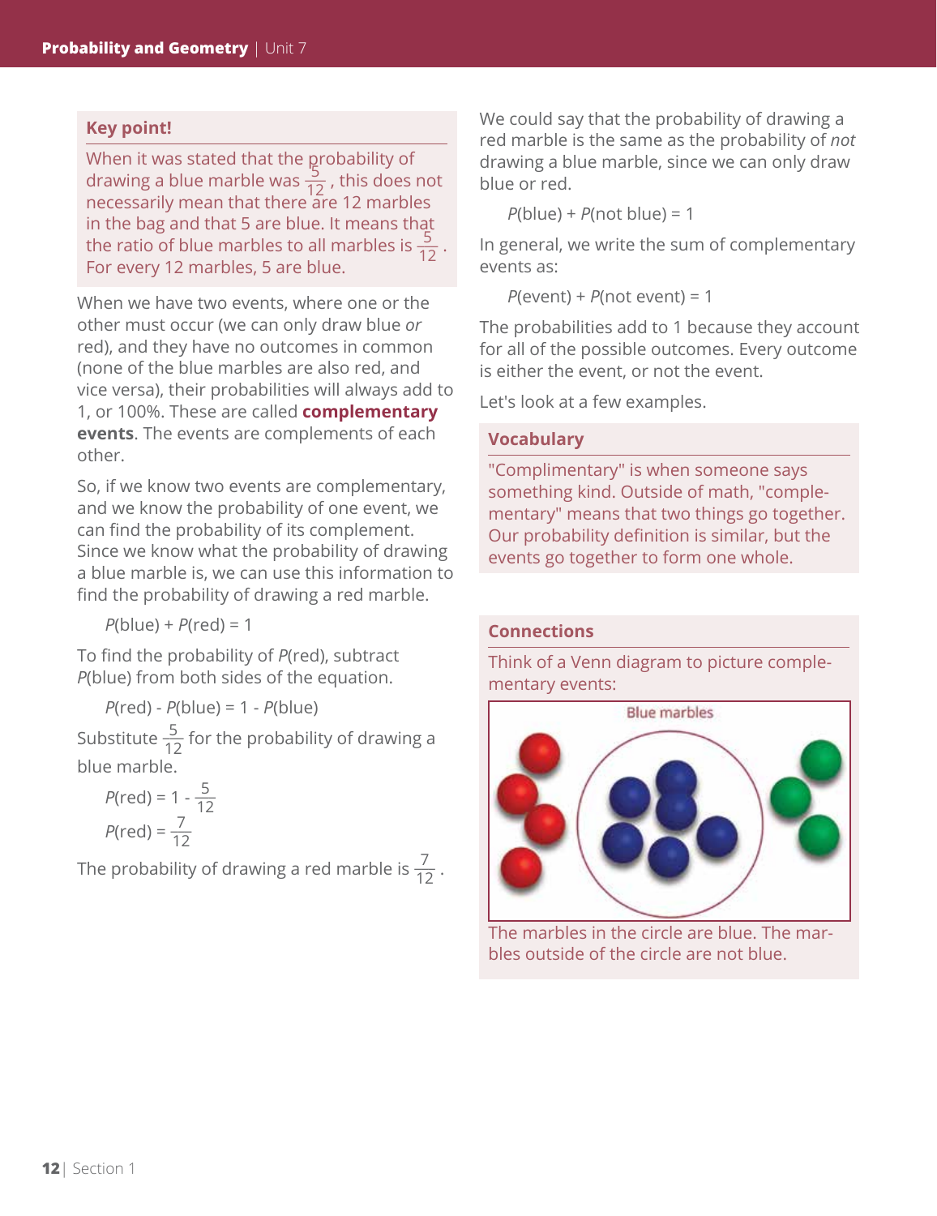### Key point!

When it was stated that the probability of drawing a blue marble was $\frac{5}{12}$, this does not necessarily mean that there are 12 marbles in the bag and that 5 are blue. It means that the ratio of blue marbles to all marbles is $\frac{5}{12}$. For every 12 marbles, 5 are blue.

When we have two events, where one or the other must occur (we can only draw blue *or* red), and they have no outcomes in common (none of the blue marbles are also red, and vice versa), their probabilities will always add to 1, or 100%. These are called **complementary events**. The events are complements of each other.

So, if we know two events are complementary, and we know the probability of one event, we can find the probability of its complement. Since we know what the probability of drawing a blue marble is, we can use this information to find the probability of drawing a red marble.

$$P(\text{blue}) + P(\text{red}) = 1$$

To find the probability of $P(\text{red})$, subtract $P(\text{blue})$ from both sides of the equation.

$$P(\text{red}) - P(\text{blue}) = 1 - P(\text{blue})$$

Substitute $\frac{5}{12}$ for the probability of drawing a blue marble.

$$P(\text{red}) = 1 - \frac{5}{12}$$

$$P(\text{red}) = \frac{7}{12}$$

The probability of drawing a red marble is $\frac{7}{12}$.

We could say that the probability of drawing a red marble is the same as the probability of *not* drawing a blue marble, since we can only draw blue or red.

$$P(\text{blue}) + P(\text{not blue}) = 1$$

In general, we write the sum of complementary events as:

$$P(\text{event}) + P(\text{not event}) = 1$$

The probabilities add to 1 because they account for all of the possible outcomes. Every outcome is either the event, or not the event.

Let's look at a few examples.

### Vocabulary

"Complimentary" is when someone says something kind. Outside of math, "complementary" means that two things go together. Our probability definition is similar, but the events go together to form one whole.

### Connections

Think of a Venn diagram to picture complementary events:

Blue marbles

The marbles in the circle are blue. The marbles outside of the circle are not blue.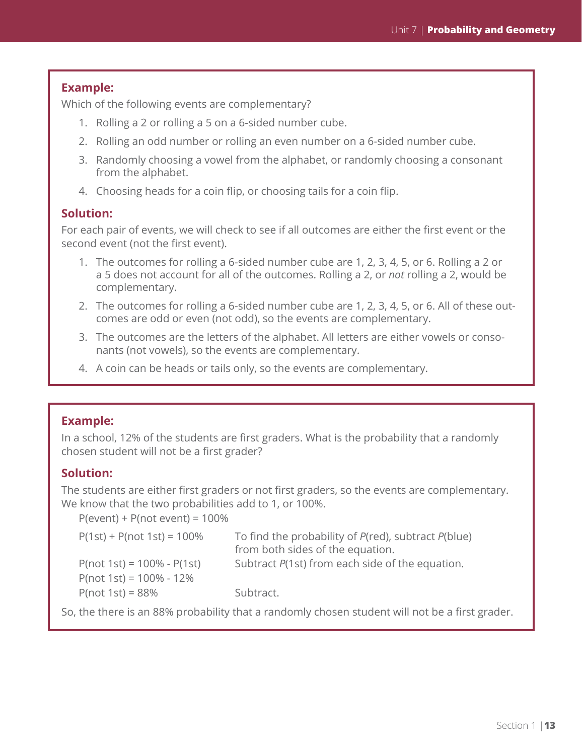**Example:**

Which of the following events are complementary?

1. Rolling a 2 or rolling a 5 on a 6-sided number cube.
2. Rolling an odd number or rolling an even number on a 6-sided number cube.
3. Randomly choosing a vowel from the alphabet, or randomly choosing a consonant from the alphabet.
4. Choosing heads for a coin flip, or choosing tails for a coin flip.

**Solution:**

For each pair of events, we will check to see if all outcomes are either the first event or the second event (not the first event).

1. The outcomes for rolling a 6-sided number cube are 1, 2, 3, 4, 5, or 6. Rolling a 2 or a 5 does not account for all of the outcomes. Rolling a 2, or *not* rolling a 2, would be complementary.
2. The outcomes for rolling a 6-sided number cube are 1, 2, 3, 4, 5, or 6. All of these outcomes are odd or even (not odd), so the events are complementary.
3. The outcomes are the letters of the alphabet. All letters are either vowels or consonants (not vowels), so the events are complementary.
4. A coin can be heads or tails only, so the events are complementary.

**Example:**

In a school, 12% of the students are first graders. What is the probability that a randomly chosen student will not be a first grader?

**Solution:**

The students are either first graders or not first graders, so the events are complementary. We know that the two probabilities add to 1, or 100%.

P(event) + P(not event) = 100%

| | |
|---|---|
| P(1st) + P(not 1st) = 100% | To find the probability of *P*(red), subtract *P*(blue) from both sides of the equation. |
| P(not 1st) = 100% - P(1st) | Subtract *P*(1st) from each side of the equation. |
| P(not 1st) = 100% - 12% | |
| P(not 1st) = 88% | Subtract. |

So, the there is an 88% probability that a randomly chosen student will not be a first grader.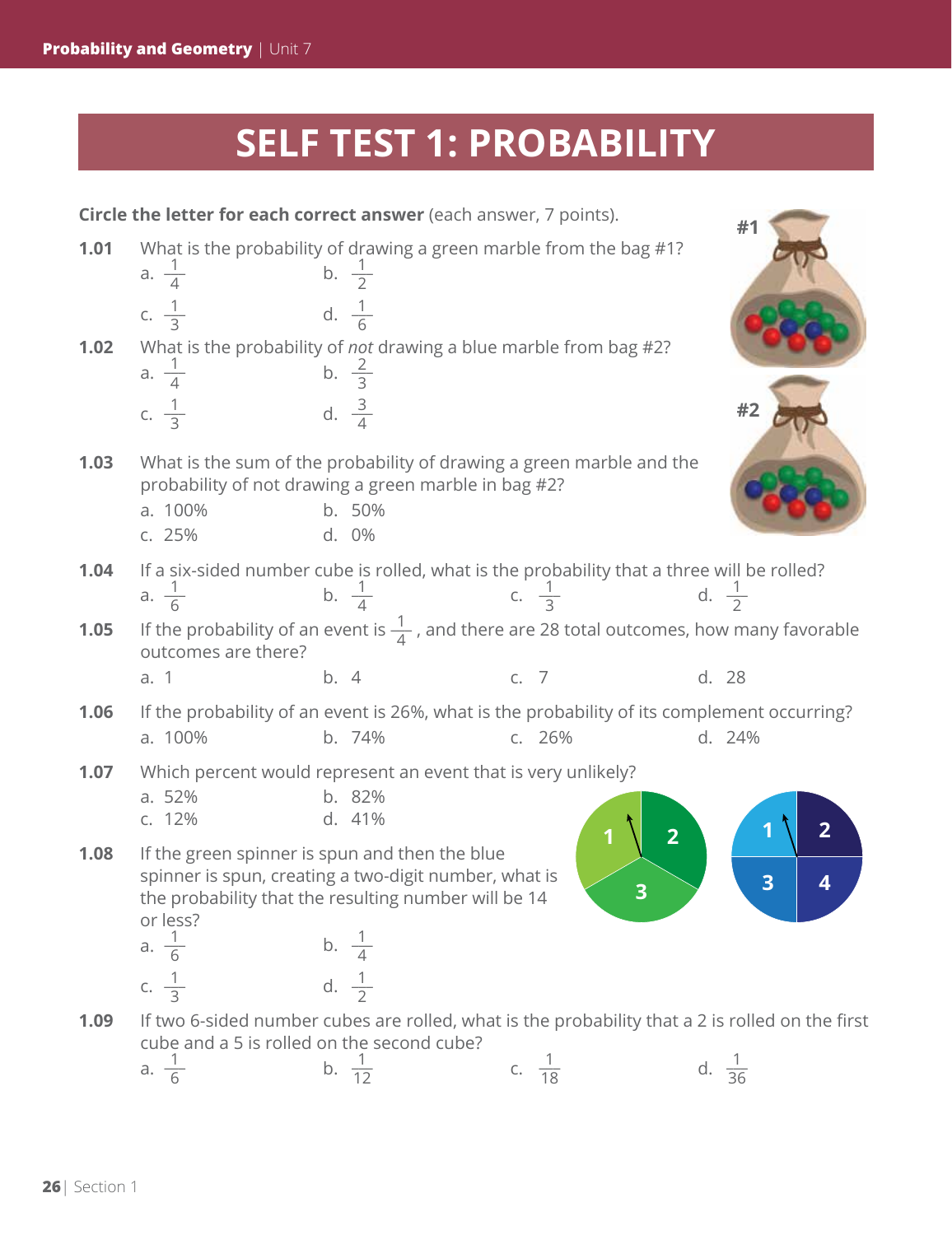# SELF TEST 1: PROBABILITY

**Circle the letter for each correct answer** (each answer, 7 points).

#1

#2

**1.01** What is the probability of drawing a green marble from the bag #1?

a. $\frac{1}{4}$ b. $\frac{1}{2}$

c. $\frac{1}{3}$ d. $\frac{1}{6}$

**1.02** What is the probability of *not* drawing a blue marble from bag #2?

a. $\frac{1}{4}$ b. $\frac{2}{3}$

c. $\frac{1}{3}$ d. $\frac{3}{4}$

**1.03** What is the sum of the probability of drawing a green marble and the probability of not drawing a green marble in bag #2?

a. 100% b. 50%

c. 25% d. 0%

**1.04** If a six-sided number cube is rolled, what is the probability that a three will be rolled?

a. $\frac{1}{6}$ b. $\frac{1}{4}$ c. $\frac{1}{3}$ d. $\frac{1}{2}$

**1.05** If the probability of an event is $\frac{1}{4}$, and there are 28 total outcomes, how many favorable outcomes are there?

a. 1 b. 4 c. 7 d. 28

**1.06** If the probability of an event is 26%, what is the probability of its complement occurring?

a. 100% b. 74% c. 26% d. 24%

**1.07** Which percent would represent an event that is very unlikely?

a. 52% b. 82%

c. 12% d. 41%

**1.08** If the green spinner is spun and then the blue spinner is spun, creating a two-digit number, what is the probability that the resulting number will be 14 or less?

a. $\frac{1}{6}$ b. $\frac{1}{4}$

c. $\frac{1}{3}$ d. $\frac{1}{2}$

**1.09** If two 6-sided number cubes are rolled, what is the probability that a 2 is rolled on the first cube and a 5 is rolled on the second cube?

a. $\frac{1}{6}$ b. $\frac{1}{12}$ c. $\frac{1}{18}$ d. $\frac{1}{36}$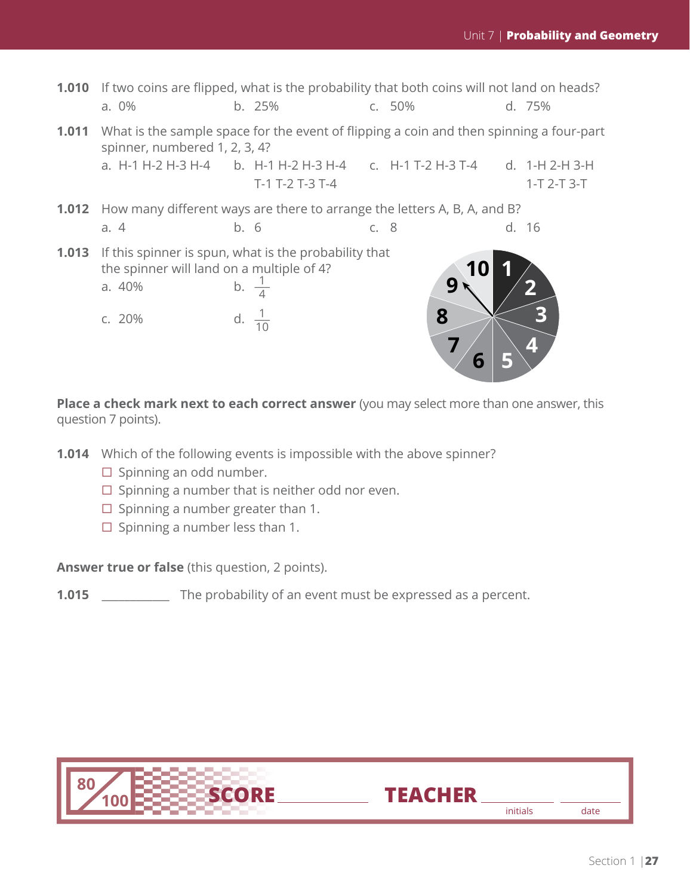**1.010** If two coins are flipped, what is the probability that both coins will not land on heads?

a. 0% b. 25% c. 50% d. 75%

**1.011** What is the sample space for the event of flipping a coin and then spinning a four-part spinner, numbered 1, 2, 3, 4?

a. H-1 H-2 H-3 H-4

b. H-1 H-2 H-3 H-4 T-1 T-2 T-3 T-4

c. H-1 T-2 H-3 T-4

d. 1-H 2-H 3-H 1-T 2-T 3-T

**1.012** How many different ways are there to arrange the letters A, B, A, and B?

a. 4 b. 6 c. 8 d. 16

**1.013** If this spinner is spun, what is the probability that the spinner will land on a multiple of 4?

a. 40% b. $\frac{1}{4}$

c. 20% d. $\frac{1}{10}$

**Place a check mark next to each correct answer** (you may select more than one answer, this question 7 points).

**1.014** Which of the following events is impossible with the above spinner?

- ☐ Spinning an odd number.
- ☐ Spinning a number that is neither odd nor even.
- ☐ Spinning a number greater than 1.
- ☐ Spinning a number less than 1.

**Answer true or false** (this question, 2 points).

**1.015** __________ The probability of an event must be expressed as a percent.

80/100 SCORE __________ TEACHER __________ __________

initials date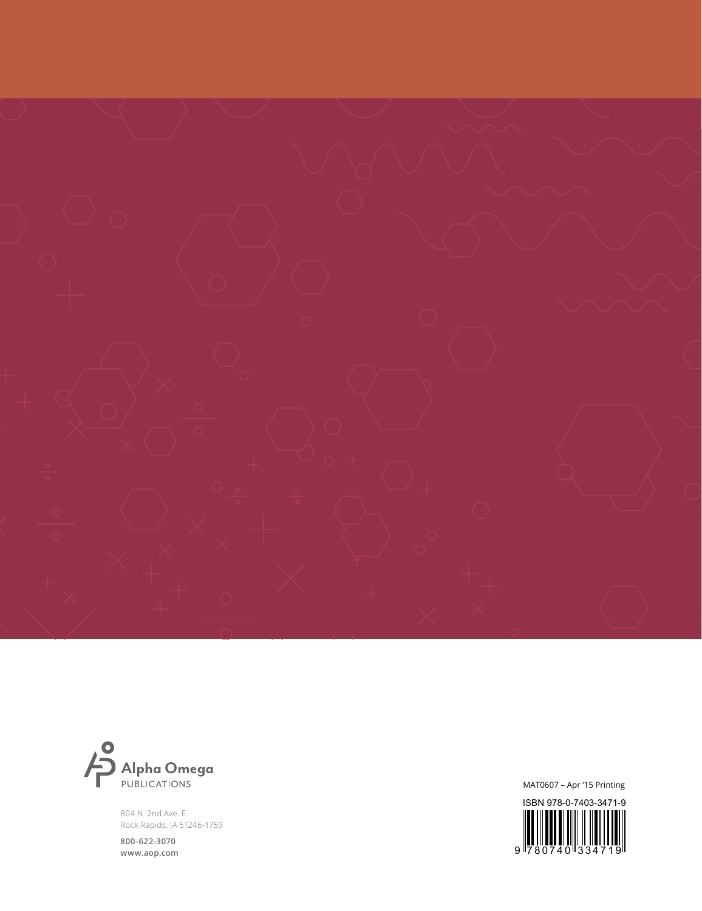Alpha Omega
PUBLICATIONS

804 N. 2nd Ave. E.
Rock Rapids, IA 51246-1759

**800-622-3070**
**www.aop.com**

MAT0607 – Apr '15 Printing

ISBN 978-0-7403-3471-9

9 780740 334719